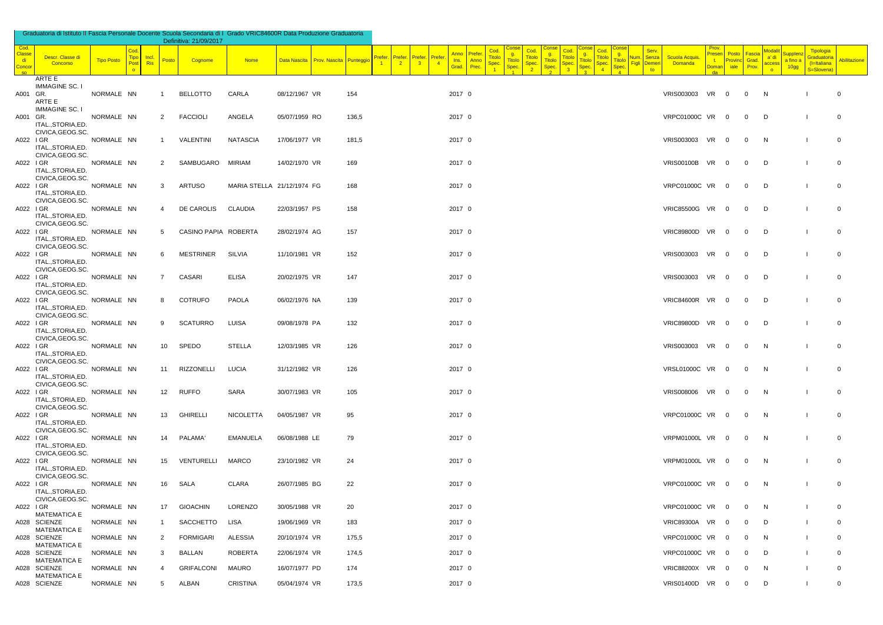Graduatoria di Istituto II Fascia Personale Docente Scuola Secondaria di I Grado VRIC84600R Data Produzione Graduatoria Definitiva: 21/09/2017

| Cod. Classe di Concorso | Descr. Classe di Concorso | Tipo Posto | Cod. Tipo Posto | Incl. Ris | Posto | Cognome | Nome | Data Nascita | Prov. Nascita | Punteggio | Prefer. 1 | Prefer. 2 | Prefer. 3 | Prefer. 4 | Anno Ins. Grad. | Prefer. Anno Prec. | Cod. Titolo Spec. 1 | Conseg. Titolo Spec. 1 | Cod. Titolo Spec. 2 | Conseg. Titolo Spec. 2 | Cod. Titolo Spec. 3 | Conseg. Titolo Spec. 3 | Cod. Titolo Spec. 4 | Conseg. Titolo Spec. 4 | Num. Figli | Serv. Senza Demerito | Scuola Acquis. Domanda | Prov. Present. Domanda | Posto Provinciale | Fascia Grad. Prov. | Modalità di accesso | Supplenza a fino a 10gg | Tipologia Graduatoria (I=Italiana S=Slovena) | Abilitazione |
|---|---|---|---|---|---|---|---|---|---|---|---|---|---|---|---|---|---|---|---|---|---|---|---|---|---|---|---|---|---|---|---|---|---|---|
| A001 | ARTE E IMMAGINE SC. I GR. | NORMALE | NN | | 1 | BELLOTTO | CARLA | 08/12/1967 | VR | 154 | | | | | 2017 | 0 | | | | | | | | | | | VRIS003003 | VR | 0 | 0 | N | | I | 0 |
| A001 | ARTE E IMMAGINE SC. I GR. | NORMALE | NN | | 2 | FACCIOLI | ANGELA | 05/07/1959 | RO | 136,5 | | | | | 2017 | 0 | | | | | | | | | | | VRPC01000C | VR | 0 | 0 | D | | I | 0 |
| A022 | ITAL.,STORIA,ED. CIVICA,GEOG.SC. I GR | NORMALE | NN | | 1 | VALENTINI | NATASCIA | 17/06/1977 | VR | 181,5 | | | | | 2017 | 0 | | | | | | | | | | | VRIS003003 | VR | 0 | 0 | N | | I | 0 |
| A022 | ITAL.,STORIA,ED. CIVICA,GEOG.SC. I GR | NORMALE | NN | | 2 | SAMBUGARO | MIRIAM | 14/02/1970 | VR | 169 | | | | | 2017 | 0 | | | | | | | | | | | VRIS00100B | VR | 0 | 0 | D | | I | 0 |
| A022 | ITAL.,STORIA,ED. CIVICA,GEOG.SC. I GR | NORMALE | NN | | 3 | ARTUSO | MARIA STELLA | 21/12/1974 | FG | 168 | | | | | 2017 | 0 | | | | | | | | | | | VRPC01000C | VR | 0 | 0 | D | | I | 0 |
| A022 | ITAL.,STORIA,ED. CIVICA,GEOG.SC. I GR | NORMALE | NN | | 4 | DE CAROLIS | CLAUDIA | 22/03/1957 | PS | 158 | | | | | 2017 | 0 | | | | | | | | | | | VRIC85500G | VR | 0 | 0 | D | | I | 0 |
| A022 | ITAL.,STORIA,ED. CIVICA,GEOG.SC. I GR | NORMALE | NN | | 5 | CASINO PAPIA | ROBERTA | 28/02/1974 | AG | 157 | | | | | 2017 | 0 | | | | | | | | | | | VRIC89800D | VR | 0 | 0 | D | | I | 0 |
| A022 | ITAL.,STORIA,ED. CIVICA,GEOG.SC. I GR | NORMALE | NN | | 6 | MESTRINER | SILVIA | 11/10/1981 | VR | 152 | | | | | 2017 | 0 | | | | | | | | | | | VRIS003003 | VR | 0 | 0 | D | | I | 0 |
| A022 | ITAL.,STORIA,ED. CIVICA,GEOG.SC. I GR | NORMALE | NN | | 7 | CASARI | ELISA | 20/02/1975 | VR | 147 | | | | | 2017 | 0 | | | | | | | | | | | VRIS003003 | VR | 0 | 0 | D | | I | 0 |
| A022 | ITAL.,STORIA,ED. CIVICA,GEOG.SC. I GR | NORMALE | NN | | 8 | COTRUFO | PAOLA | 06/02/1976 | NA | 139 | | | | | 2017 | 0 | | | | | | | | | | | VRIC84600R | VR | 0 | 0 | D | | I | 0 |
| A022 | ITAL.,STORIA,ED. CIVICA,GEOG.SC. I GR | NORMALE | NN | | 9 | SCATURRO | LUISA | 09/08/1978 | PA | 132 | | | | | 2017 | 0 | | | | | | | | | | | VRIC89800D | VR | 0 | 0 | D | | I | 0 |
| A022 | ITAL.,STORIA,ED. CIVICA,GEOG.SC. I GR | NORMALE | NN | | 10 | SPEDO | STELLA | 12/03/1985 | VR | 126 | | | | | 2017 | 0 | | | | | | | | | | | VRIS003003 | VR | 0 | 0 | N | | I | 0 |
| A022 | ITAL.,STORIA,ED. CIVICA,GEOG.SC. I GR | NORMALE | NN | | 11 | RIZZONELLI | LUCIA | 31/12/1982 | VR | 126 | | | | | 2017 | 0 | | | | | | | | | | | VRSL01000C | VR | 0 | 0 | N | | I | 0 |
| A022 | ITAL.,STORIA,ED. CIVICA,GEOG.SC. I GR | NORMALE | NN | | 12 | RUFFO | SARA | 30/07/1983 | VR | 105 | | | | | 2017 | 0 | | | | | | | | | | | VRIS008006 | VR | 0 | 0 | N | | I | 0 |
| A022 | ITAL.,STORIA,ED. CIVICA,GEOG.SC. I GR | NORMALE | NN | | 13 | GHIRELLI | NICOLETTA | 04/05/1987 | VR | 95 | | | | | 2017 | 0 | | | | | | | | | | | VRPC01000C | VR | 0 | 0 | N | | I | 0 |
| A022 | ITAL.,STORIA,ED. CIVICA,GEOG.SC. I GR | NORMALE | NN | | 14 | PALAMA' | EMANUELA | 06/08/1988 | LE | 79 | | | | | 2017 | 0 | | | | | | | | | | | VRPM01000L | VR | 0 | 0 | N | | I | 0 |
| A022 | ITAL.,STORIA,ED. CIVICA,GEOG.SC. I GR | NORMALE | NN | | 15 | VENTURELLI | MARCO | 23/10/1982 | VR | 24 | | | | | 2017 | 0 | | | | | | | | | | | VRPM01000L | VR | 0 | 0 | N | | I | 0 |
| A022 | ITAL.,STORIA,ED. CIVICA,GEOG.SC. I GR | NORMALE | NN | | 16 | SALA | CLARA | 26/07/1985 | BG | 22 | | | | | 2017 | 0 | | | | | | | | | | | VRPC01000C | VR | 0 | 0 | N | | I | 0 |
| A022 | ITAL.,STORIA,ED. CIVICA,GEOG.SC. I GR | NORMALE | NN | | 17 | GIOACHIN | LORENZO | 30/05/1988 | VR | 20 | | | | | 2017 | 0 | | | | | | | | | | | VRPC01000C | VR | 0 | 0 | N | | I | 0 |
| A028 | MATEMATICA E SCIENZE | NORMALE | NN | | 1 | SACCHETTO | LISA | 19/06/1969 | VR | 183 | | | | | 2017 | 0 | | | | | | | | | | | VRIC89300A | VR | 0 | 0 | D | | I | 0 |
| A028 | MATEMATICA E SCIENZE | NORMALE | NN | | 2 | FORMIGARI | ALESSIA | 20/10/1974 | VR | 175,5 | | | | | 2017 | 0 | | | | | | | | | | | VRPC01000C | VR | 0 | 0 | N | | I | 0 |
| A028 | MATEMATICA E SCIENZE | NORMALE | NN | | 3 | BALLAN | ROBERTA | 22/06/1974 | VR | 174,5 | | | | | 2017 | 0 | | | | | | | | | | | VRPC01000C | VR | 0 | 0 | D | | I | 0 |
| A028 | MATEMATICA E SCIENZE | NORMALE | NN | | 4 | GRIFALCONI | MAURO | 16/07/1977 | PD | 174 | | | | | 2017 | 0 | | | | | | | | | | | VRIC88200X | VR | 0 | 0 | N | | I | 0 |
| A028 | MATEMATICA E SCIENZE | NORMALE | NN | | 5 | ALBAN | CRISTINA | 05/04/1974 | VR | 173,5 | | | | | 2017 | 0 | | | | | | | | | | | VRIS01400D | VR | 0 | 0 | D | | I | 0 |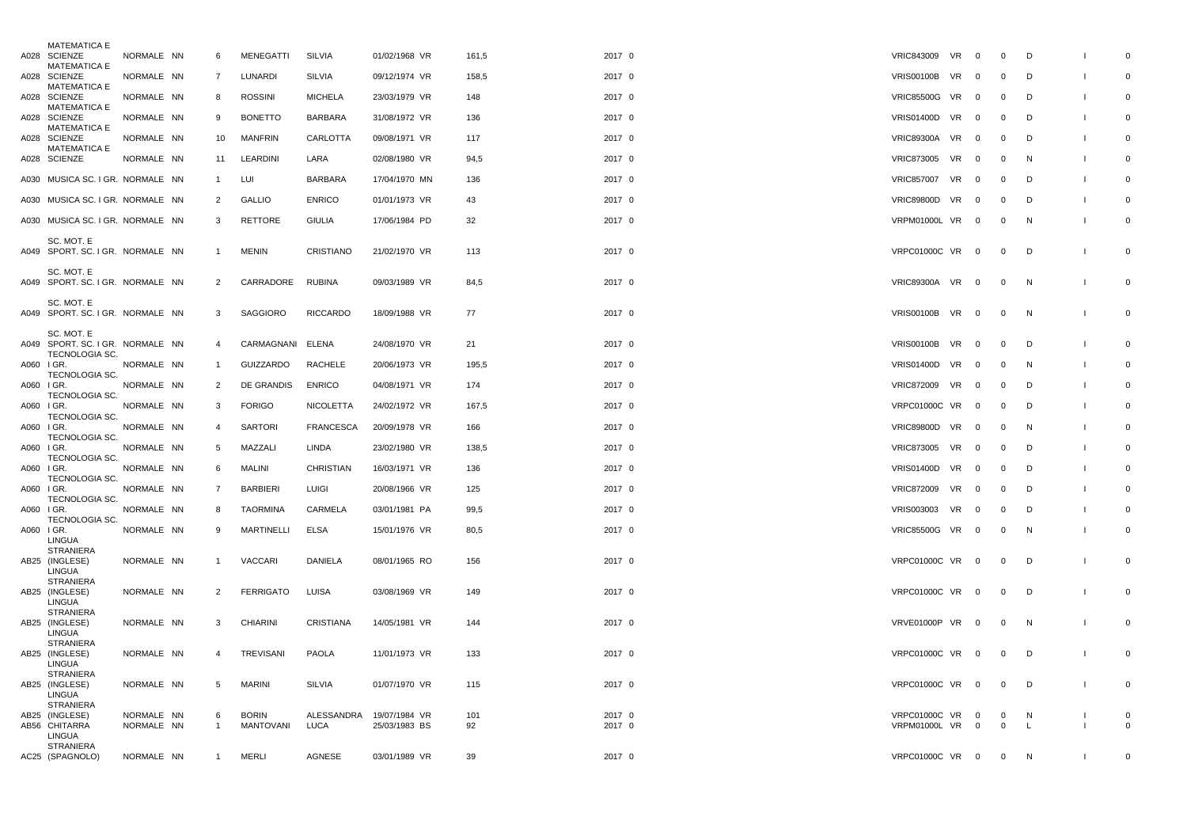| | | | | | | | | | | | | | | | | | |
|---|---|---|---|---|---|---|---|---|---|---|---|---|---|---|---|---|---|
| A028 | MATEMATICA E SCIENZE | NORMALE | NN | 6 | MENEGATTI | SILVIA | 01/02/1968 | VR | 161,5 | 2017 | 0 | VRIC843009 | VR | 0 | 0 | D | I | 0 |
| A028 | MATEMATICA E SCIENZE | NORMALE | NN | 7 | LUNARDI | SILVIA | 09/12/1974 | VR | 158,5 | 2017 | 0 | VRIS00100B | VR | 0 | 0 | D | I | 0 |
| A028 | MATEMATICA E SCIENZE | NORMALE | NN | 8 | ROSSINI | MICHELA | 23/03/1979 | VR | 148 | 2017 | 0 | VRIC85500G | VR | 0 | 0 | D | I | 0 |
| A028 | MATEMATICA E SCIENZE | NORMALE | NN | 9 | BONETTO | BARBARA | 31/08/1972 | VR | 136 | 2017 | 0 | VRIS01400D | VR | 0 | 0 | D | I | 0 |
| A028 | MATEMATICA E SCIENZE | NORMALE | NN | 10 | MANFRIN | CARLOTTA | 09/08/1971 | VR | 117 | 2017 | 0 | VRIC89300A | VR | 0 | 0 | D | I | 0 |
| A028 | MATEMATICA E SCIENZE | NORMALE | NN | 11 | LEARDINI | LARA | 02/08/1980 | VR | 94,5 | 2017 | 0 | VRIC873005 | VR | 0 | 0 | N | I | 0 |
| A030 | MUSICA SC. I GR. | NORMALE | NN | 1 | LUI | BARBARA | 17/04/1970 | MN | 136 | 2017 | 0 | VRIC857007 | VR | 0 | 0 | D | I | 0 |
| A030 | MUSICA SC. I GR. | NORMALE | NN | 2 | GALLIO | ENRICO | 01/01/1973 | VR | 43 | 2017 | 0 | VRIC89800D | VR | 0 | 0 | D | I | 0 |
| A030 | MUSICA SC. I GR. | NORMALE | NN | 3 | RETTORE | GIULIA | 17/06/1984 | PD | 32 | 2017 | 0 | VRPM01000L | VR | 0 | 0 | N | I | 0 |
| A049 | SC. MOT. E SPORT. SC. I GR. | NORMALE | NN | 1 | MENIN | CRISTIANO | 21/02/1970 | VR | 113 | 2017 | 0 | VRPC01000C | VR | 0 | 0 | D | I | 0 |
| A049 | SC. MOT. E SPORT. SC. I GR. | NORMALE | NN | 2 | CARRADORE | RUBINA | 09/03/1989 | VR | 84,5 | 2017 | 0 | VRIC89300A | VR | 0 | 0 | N | I | 0 |
| A049 | SC. MOT. E SPORT. SC. I GR. | NORMALE | NN | 3 | SAGGIORO | RICCARDO | 18/09/1988 | VR | 77 | 2017 | 0 | VRIS00100B | VR | 0 | 0 | N | I | 0 |
| A049 | SC. MOT. E SPORT. SC. I GR. | NORMALE | NN | 4 | CARMAGNANI | ELENA | 24/08/1970 | VR | 21 | 2017 | 0 | VRIS00100B | VR | 0 | 0 | D | I | 0 |
| A060 | TECNOLOGIA SC. I GR. | NORMALE | NN | 1 | GUIZZARDO | RACHELE | 20/06/1973 | VR | 195,5 | 2017 | 0 | VRIS01400D | VR | 0 | 0 | N | I | 0 |
| A060 | TECNOLOGIA SC. I GR. | NORMALE | NN | 2 | DE GRANDIS | ENRICO | 04/08/1971 | VR | 174 | 2017 | 0 | VRIC872009 | VR | 0 | 0 | D | I | 0 |
| A060 | TECNOLOGIA SC. I GR. | NORMALE | NN | 3 | FORIGO | NICOLETTA | 24/02/1972 | VR | 167,5 | 2017 | 0 | VRPC01000C | VR | 0 | 0 | D | I | 0 |
| A060 | TECNOLOGIA SC. I GR. | NORMALE | NN | 4 | SARTORI | FRANCESCA | 20/09/1978 | VR | 166 | 2017 | 0 | VRIC89800D | VR | 0 | 0 | N | I | 0 |
| A060 | TECNOLOGIA SC. I GR. | NORMALE | NN | 5 | MAZZALI | LINDA | 23/02/1980 | VR | 138,5 | 2017 | 0 | VRIC873005 | VR | 0 | 0 | D | I | 0 |
| A060 | TECNOLOGIA SC. I GR. | NORMALE | NN | 6 | MALINI | CHRISTIAN | 16/03/1971 | VR | 136 | 2017 | 0 | VRIS01400D | VR | 0 | 0 | D | I | 0 |
| A060 | TECNOLOGIA SC. I GR. | NORMALE | NN | 7 | BARBIERI | LUIGI | 20/08/1966 | VR | 125 | 2017 | 0 | VRIC872009 | VR | 0 | 0 | D | I | 0 |
| A060 | TECNOLOGIA SC. I GR. | NORMALE | NN | 8 | TAORMINA | CARMELA | 03/01/1981 | PA | 99,5 | 2017 | 0 | VRIS003003 | VR | 0 | 0 | D | I | 0 |
| A060 | TECNOLOGIA SC. I GR. | NORMALE | NN | 9 | MARTINELLI | ELSA | 15/01/1976 | VR | 80,5 | 2017 | 0 | VRIC85500G | VR | 0 | 0 | N | I | 0 |
| AB25 | LINGUA STRANIERA (INGLESE) | NORMALE | NN | 1 | VACCARI | DANIELA | 08/01/1965 | RO | 156 | 2017 | 0 | VRPC01000C | VR | 0 | 0 | D | I | 0 |
| AB25 | LINGUA STRANIERA (INGLESE) | NORMALE | NN | 2 | FERRIGATO | LUISA | 03/08/1969 | VR | 149 | 2017 | 0 | VRPC01000C | VR | 0 | 0 | D | I | 0 |
| AB25 | LINGUA STRANIERA (INGLESE) | NORMALE | NN | 3 | CHIARINI | CRISTIANA | 14/05/1981 | VR | 144 | 2017 | 0 | VRVE01000P | VR | 0 | 0 | N | I | 0 |
| AB25 | LINGUA STRANIERA (INGLESE) | NORMALE | NN | 4 | TREVISANI | PAOLA | 11/01/1973 | VR | 133 | 2017 | 0 | VRPC01000C | VR | 0 | 0 | D | I | 0 |
| AB25 | LINGUA STRANIERA (INGLESE) | NORMALE | NN | 5 | MARINI | SILVIA | 01/07/1970 | VR | 115 | 2017 | 0 | VRPC01000C | VR | 0 | 0 | D | I | 0 |
| AB25 | LINGUA STRANIERA (INGLESE) | NORMALE | NN | 6 | BORIN | ALESSANDRA | 19/07/1984 | VR | 101 | 2017 | 0 | VRPC01000C | VR | 0 | 0 | N | I | 0 |
| AB56 | CHITARRA | NORMALE | NN | 1 | MANTOVANI | LUCA | 25/03/1983 | BS | 92 | 2017 | 0 | VRPM01000L | VR | 0 | 0 | L | I | 0 |
| AC25 | LINGUA STRANIERA (SPAGNOLO) | NORMALE | NN | 1 | MERLI | AGNESE | 03/01/1989 | VR | 39 | 2017 | 0 | VRPC01000C | VR | 0 | 0 | N | I | 0 |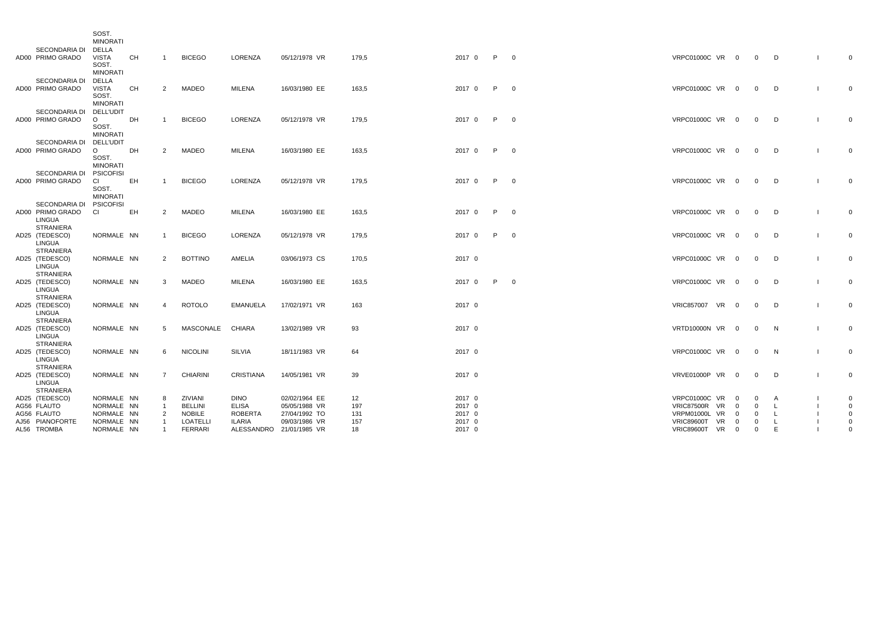| | | | | | | | | | | | | | | | | | | | |
|---|---|---|---|---|---|---|---|---|---|---|---|---|---|---|---|---|---|---|---|
| AD00 | SECONDARIA DI PRIMO GRADO | SOST. MINORATI DELLA VISTA | CH | 1 | BICEGO | LORENZA | 05/12/1978 | VR | 179,5 | 2017 | 0 | P | 0 | VRPC01000C | VR | 0 | 0 | D | I | 0 |
| AD00 | SECONDARIA DI PRIMO GRADO | SOST. MINORATI DELLA VISTA | CH | 2 | MADEO | MILENA | 16/03/1980 | EE | 163,5 | 2017 | 0 | P | 0 | VRPC01000C | VR | 0 | 0 | D | I | 0 |
| AD00 | SECONDARIA DI PRIMO GRADO | SOST. MINORATI DELL'UDITO | DH | 1 | BICEGO | LORENZA | 05/12/1978 | VR | 179,5 | 2017 | 0 | P | 0 | VRPC01000C | VR | 0 | 0 | D | I | 0 |
| AD00 | SECONDARIA DI PRIMO GRADO | SOST. MINORATI DELL'UDITO | DH | 2 | MADEO | MILENA | 16/03/1980 | EE | 163,5 | 2017 | 0 | P | 0 | VRPC01000C | VR | 0 | 0 | D | I | 0 |
| AD00 | SECONDARIA DI PRIMO GRADO | SOST. MINORATI PSICOFISICI | EH | 1 | BICEGO | LORENZA | 05/12/1978 | VR | 179,5 | 2017 | 0 | P | 0 | VRPC01000C | VR | 0 | 0 | D | I | 0 |
| AD00 | SECONDARIA DI PRIMO GRADO | SOST. MINORATI PSICOFISICI | EH | 2 | MADEO | MILENA | 16/03/1980 | EE | 163,5 | 2017 | 0 | P | 0 | VRPC01000C | VR | 0 | 0 | D | I | 0 |
| AD25 | LINGUA STRANIERA (TEDESCO) | NORMALE | NN | 1 | BICEGO | LORENZA | 05/12/1978 | VR | 179,5 | 2017 | 0 | P | 0 | VRPC01000C | VR | 0 | 0 | D | I | 0 |
| AD25 | LINGUA STRANIERA (TEDESCO) | NORMALE | NN | 2 | BOTTINO | AMELIA | 03/06/1973 | CS | 170,5 | 2017 | 0 | | | VRPC01000C | VR | 0 | 0 | D | I | 0 |
| AD25 | LINGUA STRANIERA (TEDESCO) | NORMALE | NN | 3 | MADEO | MILENA | 16/03/1980 | EE | 163,5 | 2017 | 0 | P | 0 | VRPC01000C | VR | 0 | 0 | D | I | 0 |
| AD25 | LINGUA STRANIERA (TEDESCO) | NORMALE | NN | 4 | ROTOLO | EMANUELA | 17/02/1971 | VR | 163 | 2017 | 0 | | | VRIC857007 | VR | 0 | 0 | D | I | 0 |
| AD25 | LINGUA STRANIERA (TEDESCO) | NORMALE | NN | 5 | MASCONALE | CHIARA | 13/02/1989 | VR | 93 | 2017 | 0 | | | VRTD10000N | VR | 0 | 0 | N | I | 0 |
| AD25 | LINGUA STRANIERA (TEDESCO) | NORMALE | NN | 6 | NICOLINI | SILVIA | 18/11/1983 | VR | 64 | 2017 | 0 | | | VRPC01000C | VR | 0 | 0 | N | I | 0 |
| AD25 | LINGUA STRANIERA (TEDESCO) | NORMALE | NN | 7 | CHIARINI | CRISTIANA | 14/05/1981 | VR | 39 | 2017 | 0 | | | VRVE01000P | VR | 0 | 0 | D | I | 0 |
| AD25 | LINGUA STRANIERA (TEDESCO) | NORMALE | NN | 8 | ZIVIANI | DINO | 02/02/1964 | EE | 12 | 2017 | 0 | | | VRPC01000C | VR | 0 | 0 | A | I | 0 |
| AG56 | FLAUTO | NORMALE | NN | 1 | BELLINI | ELISA | 05/05/1988 | VR | 197 | 2017 | 0 | | | VRIC87500R | VR | 0 | 0 | L | I | 0 |
| AG56 | FLAUTO | NORMALE | NN | 2 | NOBILE | ROBERTA | 27/04/1992 | TO | 131 | 2017 | 0 | | | VRPM01000L | VR | 0 | 0 | L | I | 0 |
| AJ56 | PIANOFORTE | NORMALE | NN | 1 | LOATELLI | ILARIA | 09/03/1986 | VR | 157 | 2017 | 0 | | | VRIC89600T | VR | 0 | 0 | L | I | 0 |
| AL56 | TROMBA | NORMALE | NN | 1 | FERRARI | ALESSANDRO | 21/01/1985 | VR | 18 | 2017 | 0 | | | VRIC89600T | VR | 0 | 0 | E | I | 0 |